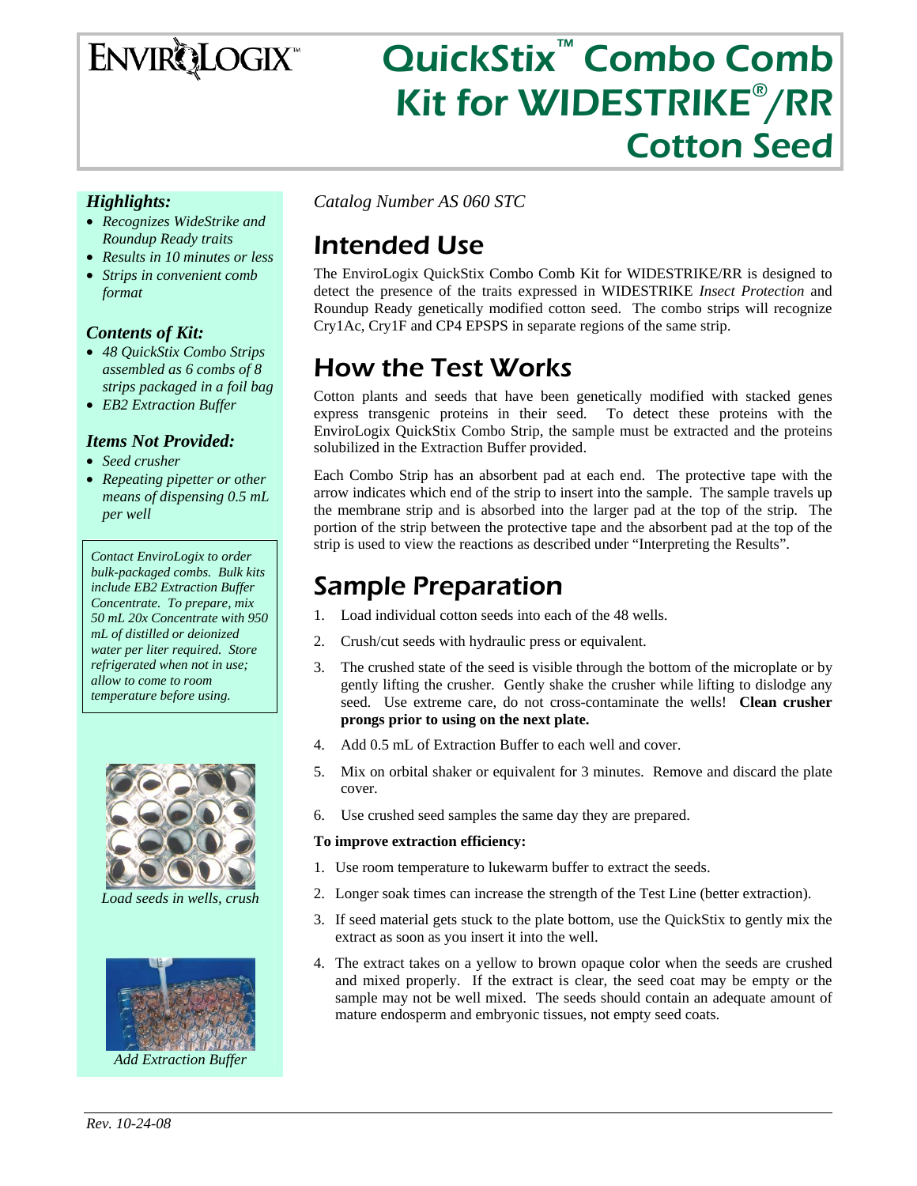# QuickStix™ Combo Comb Kit for WIDESTRIKE®/RR Cotton Seed

### *Highlights:*

- *Recognizes WideStrike and Roundup Ready traits*
- *Results in 10 minutes or less*
- *Strips in convenient comb format*

### *Contents of Kit:*

- *48 QuickStix Combo Strips assembled as 6 combs of 8 strips packaged in a foil bag*
- *EB2 Extraction Buffer*

### *Items Not Provided:*

- *Seed crusher*
- *Repeating pipetter or other means of dispensing 0.5 mL per well*

*Contact EnviroLogix to order bulk-packaged combs. Bulk kits include EB2 Extraction Buffer Concentrate. To prepare, mix 50 mL 20x Concentrate with 950 mL of distilled or deionized water per liter required. Store refrigerated when not in use; allow to come to room temperature before using.*

*Load seeds in wells, crush*

*Add Extraction Buffer*

*Catalog Number AS 060 STC*

## Intended Use

The EnviroLogix QuickStix Combo Comb Kit for WIDESTRIKE/RR is designed to detect the presence of the traits expressed in WIDESTRIKE *Insect Protection* and Roundup Ready genetically modified cotton seed. The combo strips will recognize Cry1Ac, Cry1F and CP4 EPSPS in separate regions of the same strip.

## How the Test Works

Cotton plants and seeds that have been genetically modified with stacked genes express transgenic proteins in their seed. To detect these proteins with the EnviroLogix QuickStix Combo Strip, the sample must be extracted and the proteins solubilized in the Extraction Buffer provided.

Each Combo Strip has an absorbent pad at each end. The protective tape with the arrow indicates which end of the strip to insert into the sample. The sample travels up the membrane strip and is absorbed into the larger pad at the top of the strip. The portion of the strip between the protective tape and the absorbent pad at the top of the strip is used to view the reactions as described under "Interpreting the Results".

## Sample Preparation

1. Load individual cotton seeds into each of the 48 wells.
2. Crush/cut seeds with hydraulic press or equivalent.
3. The crushed state of the seed is visible through the bottom of the microplate or by gently lifting the crusher. Gently shake the crusher while lifting to dislodge any seed. Use extreme care, do not cross-contaminate the wells! **Clean crusher prongs prior to using on the next plate.**
4. Add 0.5 mL of Extraction Buffer to each well and cover.
5. Mix on orbital shaker or equivalent for 3 minutes. Remove and discard the plate cover.
6. Use crushed seed samples the same day they are prepared.

**To improve extraction efficiency:**

1. Use room temperature to lukewarm buffer to extract the seeds.
2. Longer soak times can increase the strength of the Test Line (better extraction).
3. If seed material gets stuck to the plate bottom, use the QuickStix to gently mix the extract as soon as you insert it into the well.
4. The extract takes on a yellow to brown opaque color when the seeds are crushed and mixed properly. If the extract is clear, the seed coat may be empty or the sample may not be well mixed. The seeds should contain an adequate amount of mature endosperm and embryonic tissues, not empty seed coats.

*Rev. 10-24-08*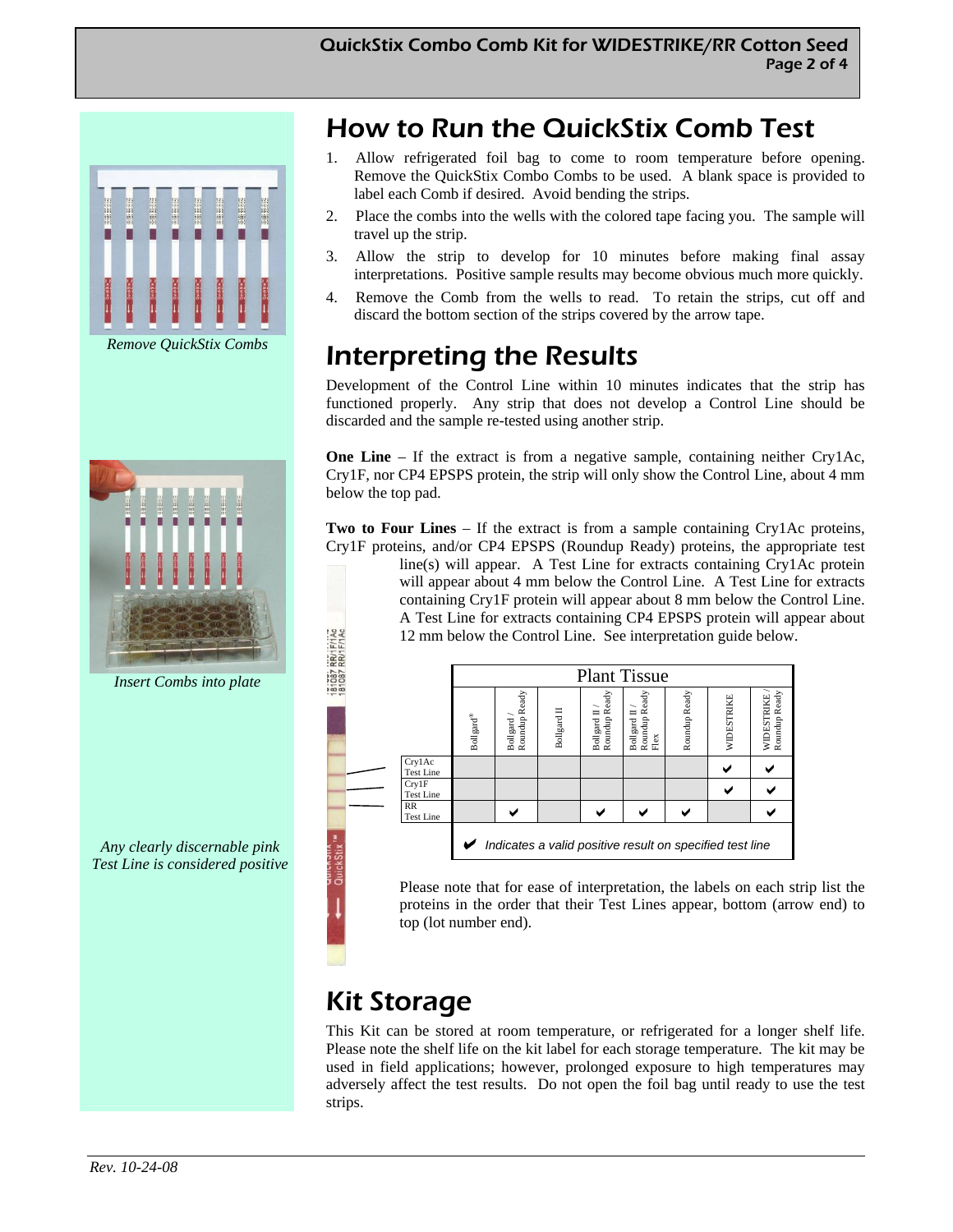## How to Run the QuickStix Comb Test

1. Allow refrigerated foil bag to come to room temperature before opening. Remove the QuickStix Combo Combs to be used. A blank space is provided to label each Comb if desired. Avoid bending the strips.
2. Place the combs into the wells with the colored tape facing you. The sample will travel up the strip.
3. Allow the strip to develop for 10 minutes before making final assay interpretations. Positive sample results may become obvious much more quickly.
4. Remove the Comb from the wells to read. To retain the strips, cut off and discard the bottom section of the strips covered by the arrow tape.

*Remove QuickStix Combs*

*Insert Combs into plate*

## Interpreting the Results

Development of the Control Line within 10 minutes indicates that the strip has functioned properly. Any strip that does not develop a Control Line should be discarded and the sample re-tested using another strip.

**One Line** – If the extract is from a negative sample, containing neither Cry1Ac, Cry1F, nor CP4 EPSPS protein, the strip will only show the Control Line, about 4 mm below the top pad.

**Two to Four Lines** – If the extract is from a sample containing Cry1Ac proteins, Cry1F proteins, and/or CP4 EPSPS (Roundup Ready) proteins, the appropriate test line(s) will appear. A Test Line for extracts containing Cry1Ac protein will appear about 4 mm below the Control Line. A Test Line for extracts containing Cry1F protein will appear about 8 mm below the Control Line. A Test Line for extracts containing CP4 EPSPS protein will appear about 12 mm below the Control Line. See interpretation guide below.

| | Plant Tissue | | | | | | | |
|---|---|---|---|---|---|---|---|---|
| | Bollgard® | Bollgard / Roundup Ready | Bollgard II | Bollgard II / Roundup Ready | Bollgard II / Roundup Ready Flex | Roundup Ready | WIDESTRIKE | WIDESTRIKE / Roundup Ready |
| Cry1Ac Test Line | | | | | | | ✔ | ✔ |
| Cry1F Test Line | | | | | | | ✔ | ✔ |
| RR Test Line | | ✔ | | ✔ | ✔ | ✔ | | ✔ |

✔ *Indicates a valid positive result on specified test line*

*Any clearly discernable pink Test Line is considered positive*

Please note that for ease of interpretation, the labels on each strip list the proteins in the order that their Test Lines appear, bottom (arrow end) to top (lot number end).

## Kit Storage

This Kit can be stored at room temperature, or refrigerated for a longer shelf life. Please note the shelf life on the kit label for each storage temperature. The kit may be used in field applications; however, prolonged exposure to high temperatures may adversely affect the test results. Do not open the foil bag until ready to use the test strips.

*Rev. 10-24-08*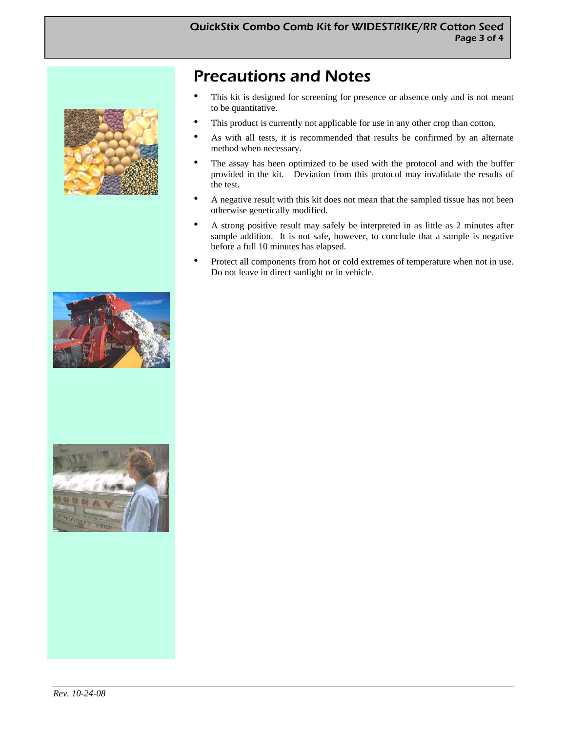# Precautions and Notes

- This kit is designed for screening for presence or absence only and is not meant to be quantitative.
- This product is currently not applicable for use in any other crop than cotton.
- As with all tests, it is recommended that results be confirmed by an alternate method when necessary.
- The assay has been optimized to be used with the protocol and with the buffer provided in the kit. Deviation from this protocol may invalidate the results of the test.
- A negative result with this kit does not mean that the sampled tissue has not been otherwise genetically modified.
- A strong positive result may safely be interpreted in as little as 2 minutes after sample addition. It is not safe, however, to conclude that a sample is negative before a full 10 minutes has elapsed.
- Protect all components from hot or cold extremes of temperature when not in use. Do not leave in direct sunlight or in vehicle.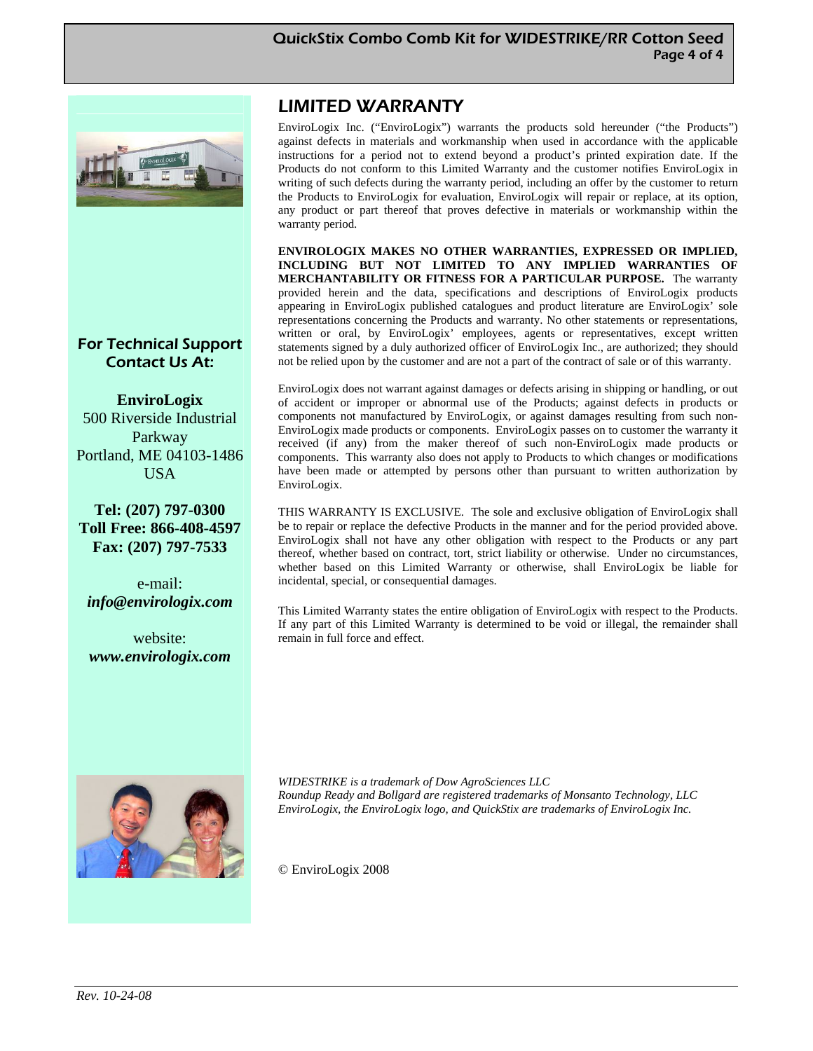## LIMITED WARRANTY

EnviroLogix Inc. ("EnviroLogix") warrants the products sold hereunder ("the Products") against defects in materials and workmanship when used in accordance with the applicable instructions for a period not to extend beyond a product's printed expiration date. If the Products do not conform to this Limited Warranty and the customer notifies EnviroLogix in writing of such defects during the warranty period, including an offer by the customer to return the Products to EnviroLogix for evaluation, EnviroLogix will repair or replace, at its option, any product or part thereof that proves defective in materials or workmanship within the warranty period.

**ENVIROLOGIX MAKES NO OTHER WARRANTIES, EXPRESSED OR IMPLIED, INCLUDING BUT NOT LIMITED TO ANY IMPLIED WARRANTIES OF MERCHANTABILITY OR FITNESS FOR A PARTICULAR PURPOSE.** The warranty provided herein and the data, specifications and descriptions of EnviroLogix products appearing in EnviroLogix published catalogues and product literature are EnviroLogix' sole representations concerning the Products and warranty. No other statements or representations, written or oral, by EnviroLogix' employees, agents or representatives, except written statements signed by a duly authorized officer of EnviroLogix Inc., are authorized; they should not be relied upon by the customer and are not a part of the contract of sale or of this warranty.

EnviroLogix does not warrant against damages or defects arising in shipping or handling, or out of accident or improper or abnormal use of the Products; against defects in products or components not manufactured by EnviroLogix, or against damages resulting from such non-EnviroLogix made products or components. EnviroLogix passes on to customer the warranty it received (if any) from the maker thereof of such non-EnviroLogix made products or components. This warranty also does not apply to Products to which changes or modifications have been made or attempted by persons other than pursuant to written authorization by EnviroLogix.

THIS WARRANTY IS EXCLUSIVE. The sole and exclusive obligation of EnviroLogix shall be to repair or replace the defective Products in the manner and for the period provided above. EnviroLogix shall not have any other obligation with respect to the Products or any part thereof, whether based on contract, tort, strict liability or otherwise. Under no circumstances, whether based on this Limited Warranty or otherwise, shall EnviroLogix be liable for incidental, special, or consequential damages.

This Limited Warranty states the entire obligation of EnviroLogix with respect to the Products. If any part of this Limited Warranty is determined to be void or illegal, the remainder shall remain in full force and effect.

### For Technical Support Contact Us At:

**EnviroLogix**
500 Riverside Industrial Parkway
Portland, ME 04103-1486
USA

**Tel: (207) 797-0300**
**Toll Free: 866-408-4597**
**Fax: (207) 797-7533**

e-mail:
***info@envirologix.com***

website:
***www.envirologix.com***

*WIDESTRIKE is a trademark of Dow AgroSciences LLC*
*Roundup Ready and Bollgard are registered trademarks of Monsanto Technology, LLC*
*EnviroLogix, the EnviroLogix logo, and QuickStix are trademarks of EnviroLogix Inc.*

© EnviroLogix 2008

*Rev. 10-24-08*